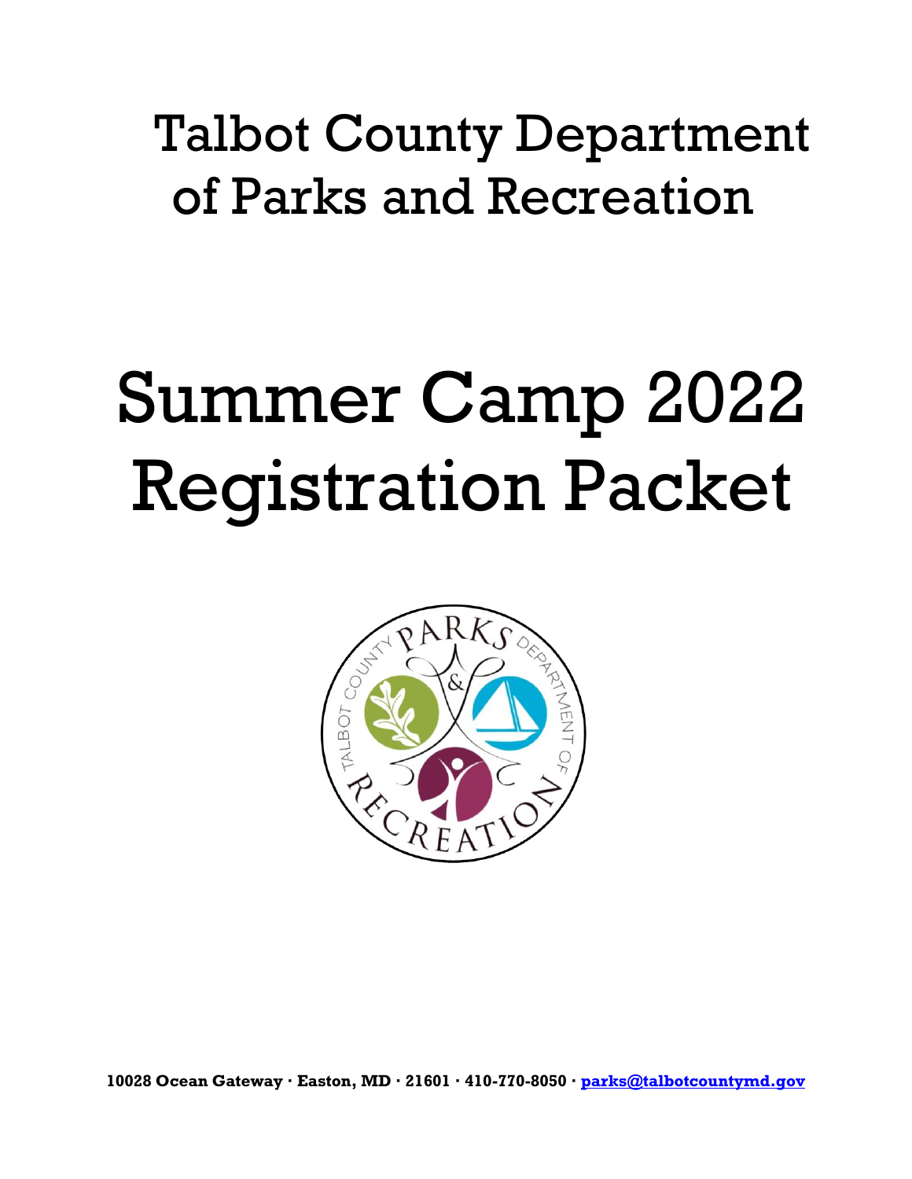# Talbot County Department of Parks and Recreation

# Summer Camp 2022 Registration Packet

**10028 Ocean Gateway · Easton, MD · 21601 · 410-770-8050 · parks@talbotcountymd.gov**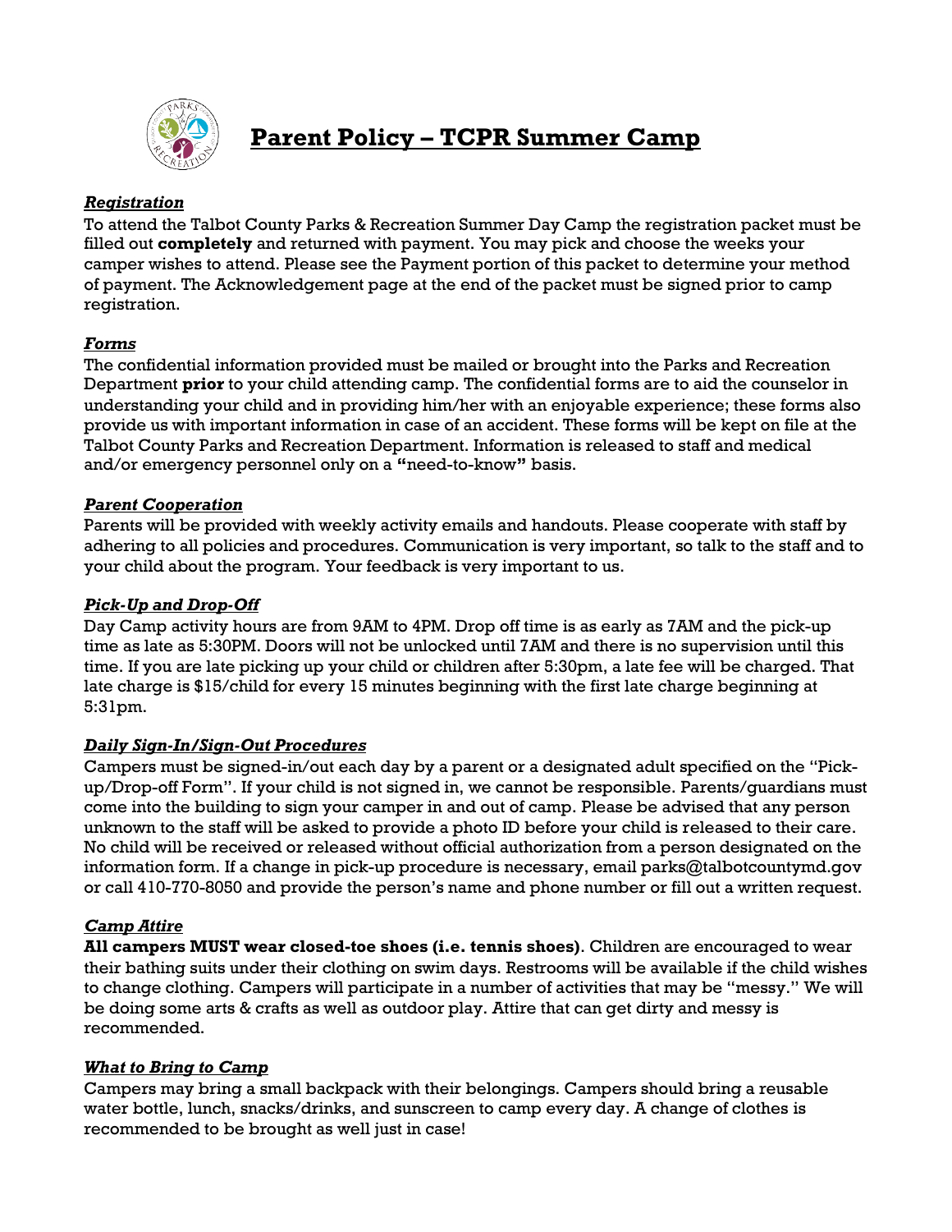# Parent Policy – TCPR Summer Camp

### *Registration*

To attend the Talbot County Parks & Recreation Summer Day Camp the registration packet must be filled out **completely** and returned with payment. You may pick and choose the weeks your camper wishes to attend. Please see the Payment portion of this packet to determine your method of payment. The Acknowledgement page at the end of the packet must be signed prior to camp registration.

### *Forms*

The confidential information provided must be mailed or brought into the Parks and Recreation Department **prior** to your child attending camp. The confidential forms are to aid the counselor in understanding your child and in providing him/her with an enjoyable experience; these forms also provide us with important information in case of an accident. These forms will be kept on file at the Talbot County Parks and Recreation Department. Information is released to staff and medical and/or emergency personnel only on a **"**need-to-know**"** basis.

### *Parent Cooperation*

Parents will be provided with weekly activity emails and handouts. Please cooperate with staff by adhering to all policies and procedures. Communication is very important, so talk to the staff and to your child about the program. Your feedback is very important to us.

### *Pick-Up and Drop-Off*

Day Camp activity hours are from 9AM to 4PM. Drop off time is as early as 7AM and the pick-up time as late as 5:30PM. Doors will not be unlocked until 7AM and there is no supervision until this time. If you are late picking up your child or children after 5:30pm, a late fee will be charged. That late charge is $15/child for every 15 minutes beginning with the first late charge beginning at 5:31pm.

### *Daily Sign-In/Sign-Out Procedures*

Campers must be signed-in/out each day by a parent or a designated adult specified on the "Pick-up/Drop-off Form". If your child is not signed in, we cannot be responsible. Parents/guardians must come into the building to sign your camper in and out of camp. Please be advised that any person unknown to the staff will be asked to provide a photo ID before your child is released to their care. No child will be received or released without official authorization from a person designated on the information form. If a change in pick-up procedure is necessary, email parks@talbotcountymd.gov or call 410-770-8050 and provide the person's name and phone number or fill out a written request.

### *Camp Attire*

**All campers MUST wear closed-toe shoes (i.e. tennis shoes)**. Children are encouraged to wear their bathing suits under their clothing on swim days. Restrooms will be available if the child wishes to change clothing. Campers will participate in a number of activities that may be "messy." We will be doing some arts & crafts as well as outdoor play. Attire that can get dirty and messy is recommended.

### *What to Bring to Camp*

Campers may bring a small backpack with their belongings. Campers should bring a reusable water bottle, lunch, snacks/drinks, and sunscreen to camp every day. A change of clothes is recommended to be brought as well just in case!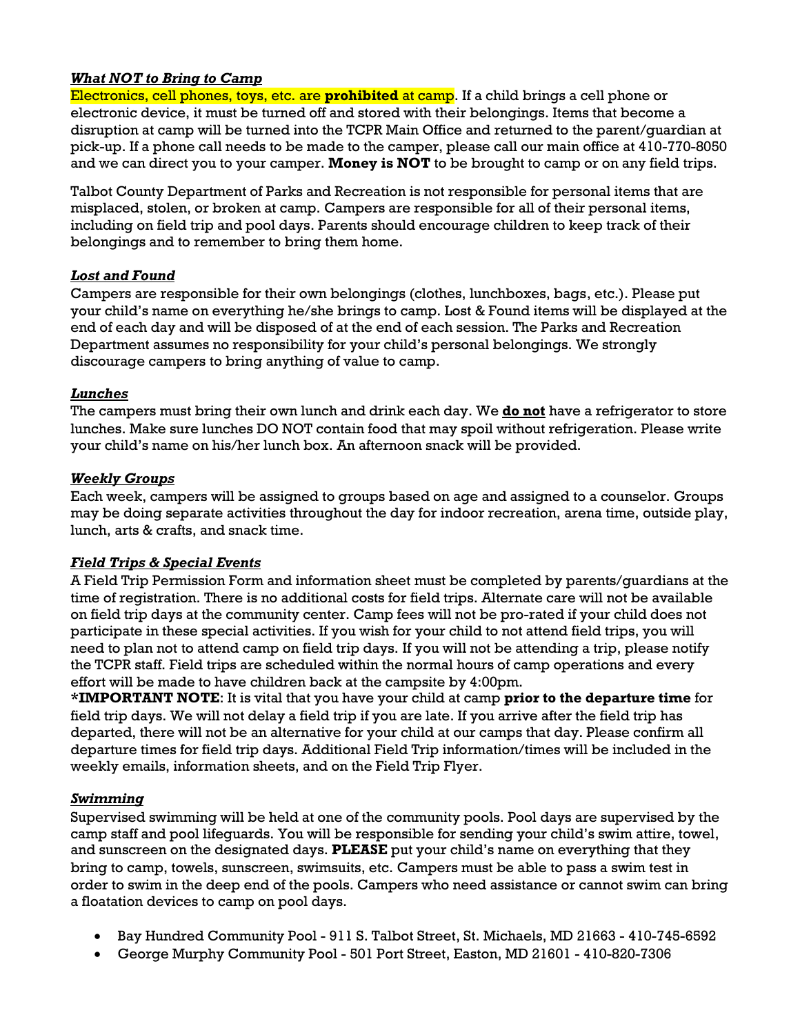### ***What NOT to Bring to Camp***

Electronics, cell phones, toys, etc. are **prohibited** at camp. If a child brings a cell phone or electronic device, it must be turned off and stored with their belongings. Items that become a disruption at camp will be turned into the TCPR Main Office and returned to the parent/guardian at pick-up. If a phone call needs to be made to the camper, please call our main office at 410-770-8050 and we can direct you to your camper. **Money is NOT** to be brought to camp or on any field trips.

Talbot County Department of Parks and Recreation is not responsible for personal items that are misplaced, stolen, or broken at camp. Campers are responsible for all of their personal items, including on field trip and pool days. Parents should encourage children to keep track of their belongings and to remember to bring them home.

### ***Lost and Found***

Campers are responsible for their own belongings (clothes, lunchboxes, bags, etc.). Please put your child's name on everything he/she brings to camp. Lost & Found items will be displayed at the end of each day and will be disposed of at the end of each session. The Parks and Recreation Department assumes no responsibility for your child's personal belongings. We strongly discourage campers to bring anything of value to camp.

### ***Lunches***

The campers must bring their own lunch and drink each day. We **do not** have a refrigerator to store lunches. Make sure lunches DO NOT contain food that may spoil without refrigeration. Please write your child's name on his/her lunch box. An afternoon snack will be provided.

### ***Weekly Groups***

Each week, campers will be assigned to groups based on age and assigned to a counselor. Groups may be doing separate activities throughout the day for indoor recreation, arena time, outside play, lunch, arts & crafts, and snack time.

### ***Field Trips & Special Events***

A Field Trip Permission Form and information sheet must be completed by parents/guardians at the time of registration. There is no additional costs for field trips. Alternate care will not be available on field trip days at the community center. Camp fees will not be pro-rated if your child does not participate in these special activities. If you wish for your child to not attend field trips, you will need to plan not to attend camp on field trip days. If you will not be attending a trip, please notify the TCPR staff. Field trips are scheduled within the normal hours of camp operations and every effort will be made to have children back at the campsite by 4:00pm.

***IMPORTANT NOTE**: It is vital that you have your child at camp **prior to the departure time** for field trip days. We will not delay a field trip if you are late. If you arrive after the field trip has departed, there will not be an alternative for your child at our camps that day. Please confirm all departure times for field trip days. Additional Field Trip information/times will be included in the weekly emails, information sheets, and on the Field Trip Flyer.

### ***Swimming***

Supervised swimming will be held at one of the community pools. Pool days are supervised by the camp staff and pool lifeguards. You will be responsible for sending your child's swim attire, towel, and sunscreen on the designated days. **PLEASE** put your child's name on everything that they bring to camp, towels, sunscreen, swimsuits, etc. Campers must be able to pass a swim test in order to swim in the deep end of the pools. Campers who need assistance or cannot swim can bring a floatation devices to camp on pool days.

- Bay Hundred Community Pool - 911 S. Talbot Street, St. Michaels, MD 21663 - 410-745-6592
- George Murphy Community Pool - 501 Port Street, Easton, MD 21601 - 410-820-7306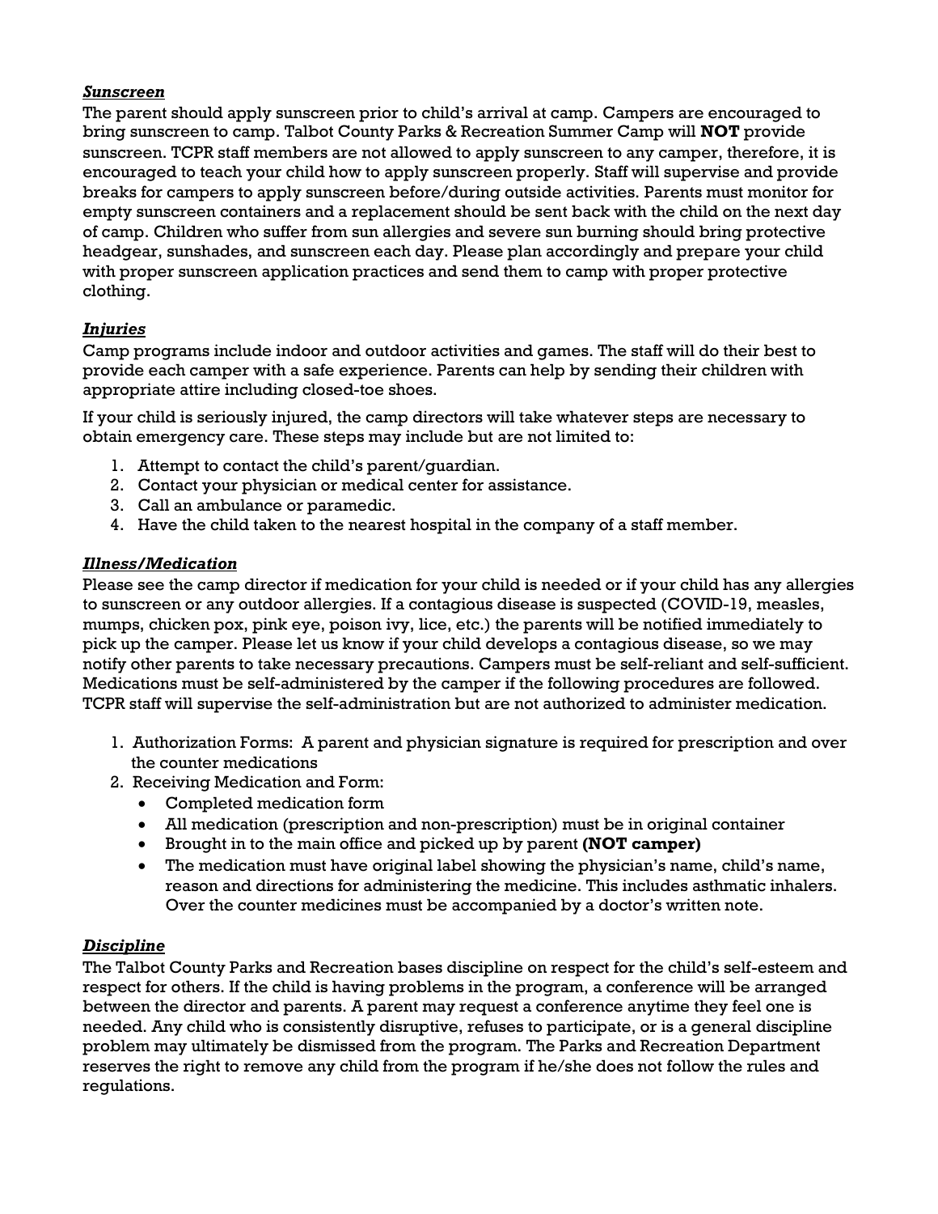***Sunscreen***

The parent should apply sunscreen prior to child's arrival at camp. Campers are encouraged to bring sunscreen to camp. Talbot County Parks & Recreation Summer Camp will **NOT** provide sunscreen. TCPR staff members are not allowed to apply sunscreen to any camper, therefore, it is encouraged to teach your child how to apply sunscreen properly. Staff will supervise and provide breaks for campers to apply sunscreen before/during outside activities. Parents must monitor for empty sunscreen containers and a replacement should be sent back with the child on the next day of camp. Children who suffer from sun allergies and severe sun burning should bring protective headgear, sunshades, and sunscreen each day. Please plan accordingly and prepare your child with proper sunscreen application practices and send them to camp with proper protective clothing.

***Injuries***

Camp programs include indoor and outdoor activities and games. The staff will do their best to provide each camper with a safe experience. Parents can help by sending their children with appropriate attire including closed-toe shoes.

If your child is seriously injured, the camp directors will take whatever steps are necessary to obtain emergency care. These steps may include but are not limited to:

1. Attempt to contact the child's parent/guardian.
2. Contact your physician or medical center for assistance.
3. Call an ambulance or paramedic.
4. Have the child taken to the nearest hospital in the company of a staff member.

***Illness/Medication***

Please see the camp director if medication for your child is needed or if your child has any allergies to sunscreen or any outdoor allergies. If a contagious disease is suspected (COVID-19, measles, mumps, chicken pox, pink eye, poison ivy, lice, etc.) the parents will be notified immediately to pick up the camper. Please let us know if your child develops a contagious disease, so we may notify other parents to take necessary precautions. Campers must be self-reliant and self-sufficient. Medications must be self-administered by the camper if the following procedures are followed. TCPR staff will supervise the self-administration but are not authorized to administer medication.

1. Authorization Forms: A parent and physician signature is required for prescription and over the counter medications
2. Receiving Medication and Form:
   - Completed medication form
   - All medication (prescription and non-prescription) must be in original container
   - Brought in to the main office and picked up by parent **(NOT camper)**
   - The medication must have original label showing the physician's name, child's name, reason and directions for administering the medicine. This includes asthmatic inhalers. Over the counter medicines must be accompanied by a doctor's written note.

***Discipline***

The Talbot County Parks and Recreation bases discipline on respect for the child's self-esteem and respect for others. If the child is having problems in the program, a conference will be arranged between the director and parents. A parent may request a conference anytime they feel one is needed. Any child who is consistently disruptive, refuses to participate, or is a general discipline problem may ultimately be dismissed from the program. The Parks and Recreation Department reserves the right to remove any child from the program if he/she does not follow the rules and regulations.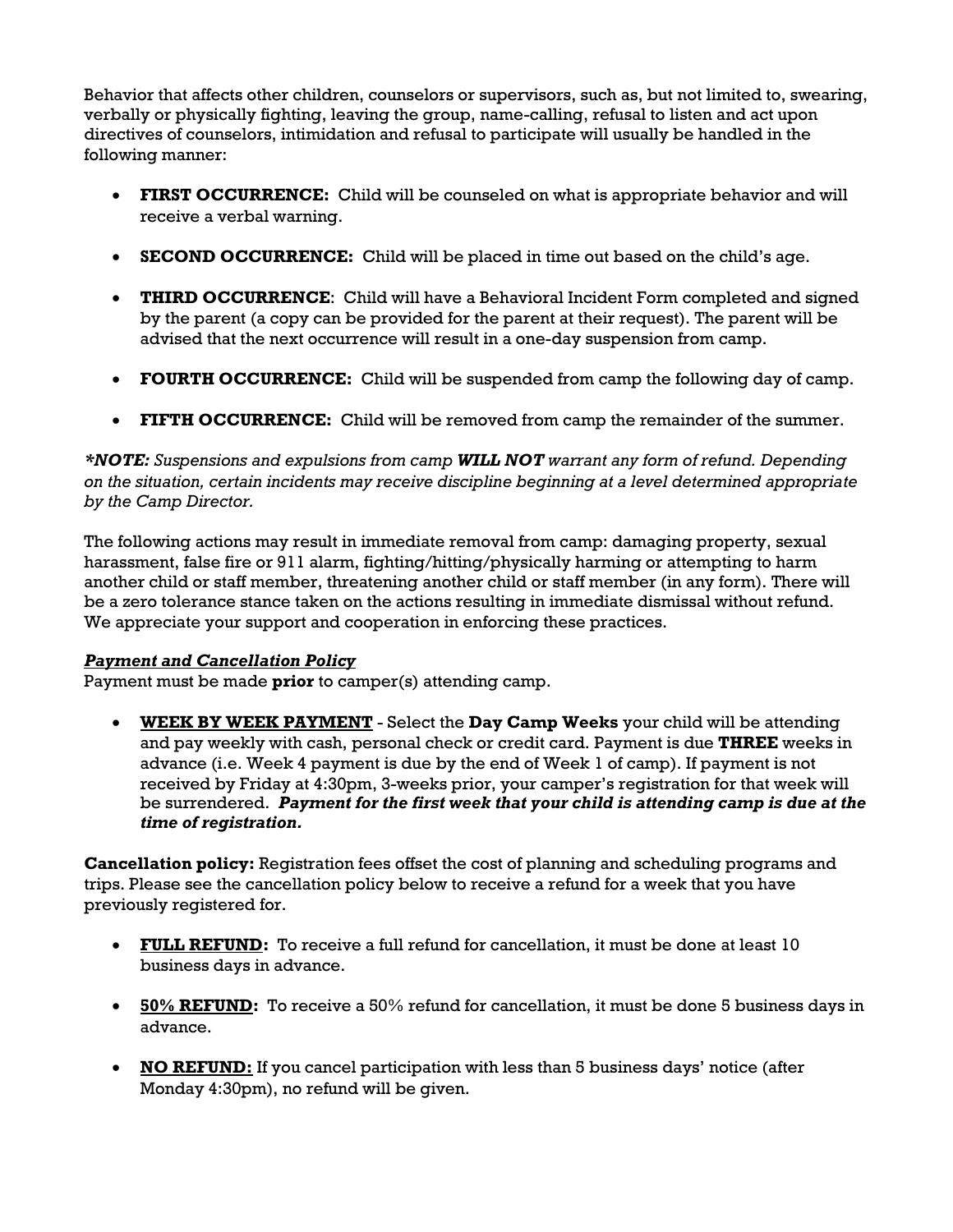Behavior that affects other children, counselors or supervisors, such as, but not limited to, swearing, verbally or physically fighting, leaving the group, name-calling, refusal to listen and act upon directives of counselors, intimidation and refusal to participate will usually be handled in the following manner:

- **FIRST OCCURRENCE:** Child will be counseled on what is appropriate behavior and will receive a verbal warning.
- **SECOND OCCURRENCE:** Child will be placed in time out based on the child's age.
- **THIRD OCCURRENCE**: Child will have a Behavioral Incident Form completed and signed by the parent (a copy can be provided for the parent at their request). The parent will be advised that the next occurrence will result in a one-day suspension from camp.
- **FOURTH OCCURRENCE:** Child will be suspended from camp the following day of camp.
- **FIFTH OCCURRENCE:** Child will be removed from camp the remainder of the summer.

***NOTE:** Suspensions and expulsions from camp **WILL NOT** warrant any form of refund. Depending on the situation, certain incidents may receive discipline beginning at a level determined appropriate by the Camp Director.*

The following actions may result in immediate removal from camp: damaging property, sexual harassment, false fire or 911 alarm, fighting/hitting/physically harming or attempting to harm another child or staff member, threatening another child or staff member (in any form). There will be a zero tolerance stance taken on the actions resulting in immediate dismissal without refund. We appreciate your support and cooperation in enforcing these practices.

***Payment and Cancellation Policy***

Payment must be made **prior** to camper(s) attending camp.

- **WEEK BY WEEK PAYMENT** - Select the **Day Camp Weeks** your child will be attending and pay weekly with cash, personal check or credit card. Payment is due **THREE** weeks in advance (i.e. Week 4 payment is due by the end of Week 1 of camp). If payment is not received by Friday at 4:30pm, 3-weeks prior, your camper's registration for that week will be surrendered. ***Payment for the first week that your child is attending camp is due at the time of registration.***

**Cancellation policy:** Registration fees offset the cost of planning and scheduling programs and trips. Please see the cancellation policy below to receive a refund for a week that you have previously registered for.

- **FULL REFUND:** To receive a full refund for cancellation, it must be done at least 10 business days in advance.
- **50% REFUND:** To receive a 50% refund for cancellation, it must be done 5 business days in advance.
- **NO REFUND:** If you cancel participation with less than 5 business days' notice (after Monday 4:30pm), no refund will be given.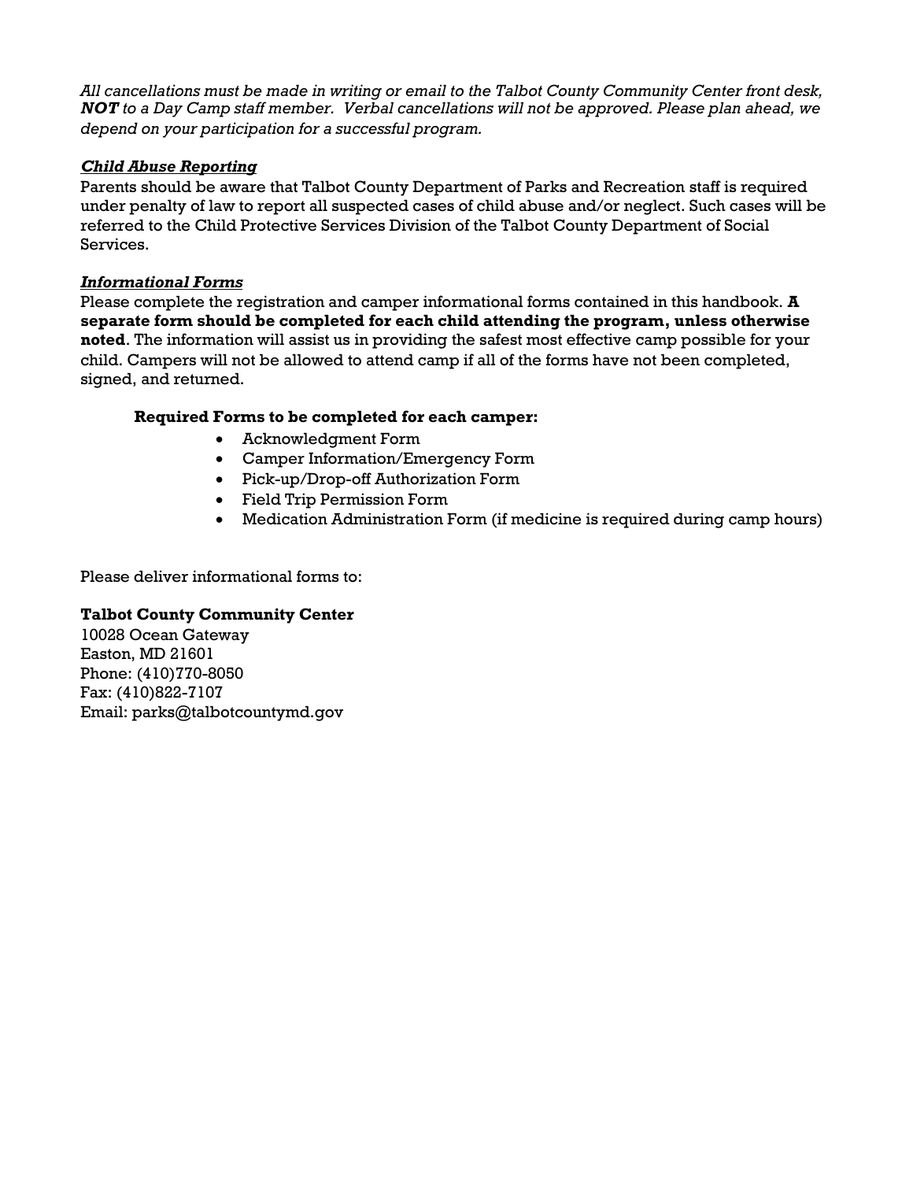*All cancellations must be made in writing or email to the Talbot County Community Center front desk, **NOT** to a Day Camp staff member. Verbal cancellations will not be approved. Please plan ahead, we depend on your participation for a successful program.*

### ***Child Abuse Reporting***

Parents should be aware that Talbot County Department of Parks and Recreation staff is required under penalty of law to report all suspected cases of child abuse and/or neglect. Such cases will be referred to the Child Protective Services Division of the Talbot County Department of Social Services.

### ***Informational Forms***

Please complete the registration and camper informational forms contained in this handbook. **A separate form should be completed for each child attending the program, unless otherwise noted**. The information will assist us in providing the safest most effective camp possible for your child. Campers will not be allowed to attend camp if all of the forms have not been completed, signed, and returned.

**Required Forms to be completed for each camper:**

- Acknowledgment Form
- Camper Information/Emergency Form
- Pick-up/Drop-off Authorization Form
- Field Trip Permission Form
- Medication Administration Form (if medicine is required during camp hours)

Please deliver informational forms to:

**Talbot County Community Center**
10028 Ocean Gateway
Easton, MD 21601
Phone: (410)770-8050
Fax: (410)822-7107
Email: parks@talbotcountymd.gov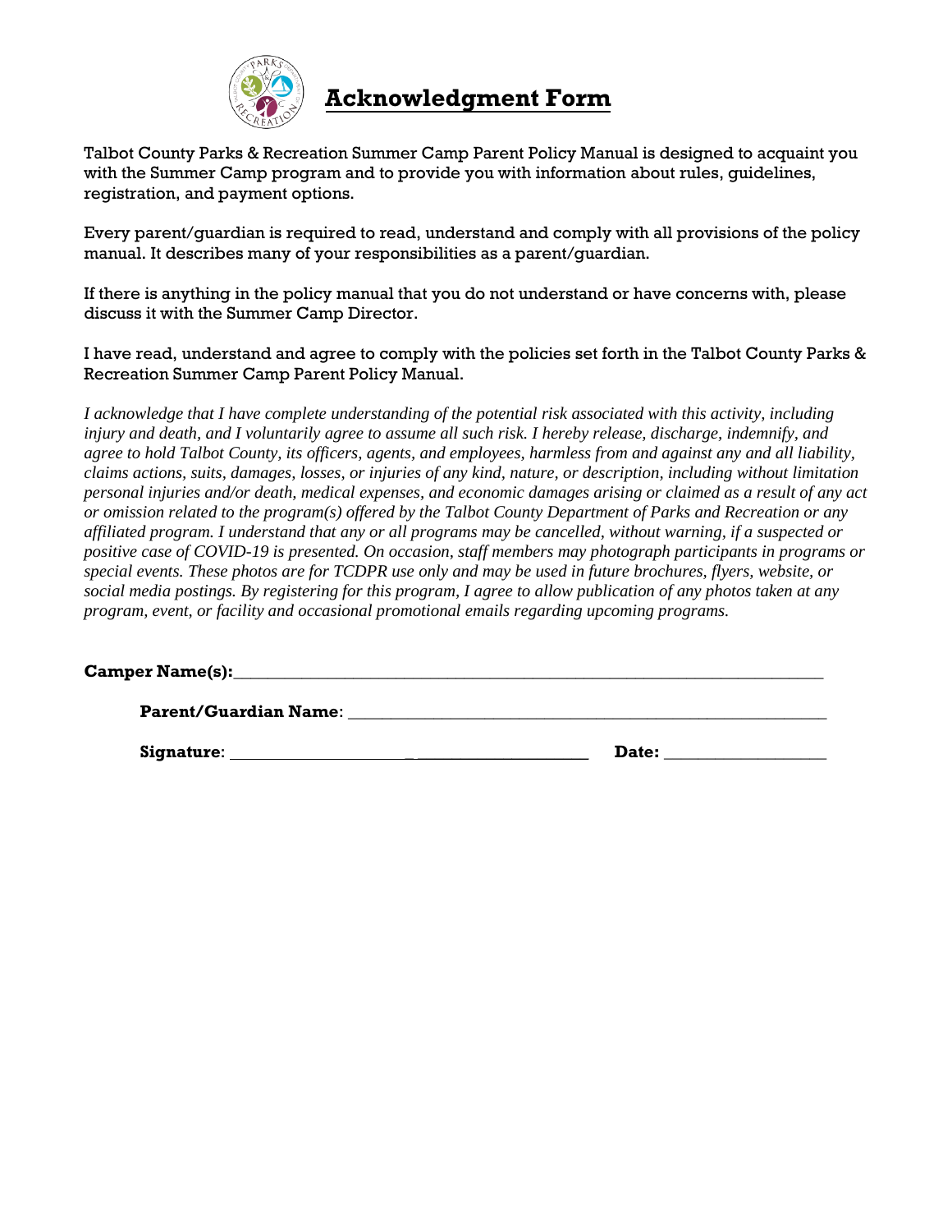# Acknowledgment Form

Talbot County Parks & Recreation Summer Camp Parent Policy Manual is designed to acquaint you with the Summer Camp program and to provide you with information about rules, guidelines, registration, and payment options.

Every parent/guardian is required to read, understand and comply with all provisions of the policy manual. It describes many of your responsibilities as a parent/guardian.

If there is anything in the policy manual that you do not understand or have concerns with, please discuss it with the Summer Camp Director.

I have read, understand and agree to comply with the policies set forth in the Talbot County Parks & Recreation Summer Camp Parent Policy Manual.

*I acknowledge that I have complete understanding of the potential risk associated with this activity, including injury and death, and I voluntarily agree to assume all such risk. I hereby release, discharge, indemnify, and agree to hold Talbot County, its officers, agents, and employees, harmless from and against any and all liability, claims actions, suits, damages, losses, or injuries of any kind, nature, or description, including without limitation personal injuries and/or death, medical expenses, and economic damages arising or claimed as a result of any act or omission related to the program(s) offered by the Talbot County Department of Parks and Recreation or any affiliated program. I understand that any or all programs may be cancelled, without warning, if a suspected or positive case of COVID-19 is presented. On occasion, staff members may photograph participants in programs or special events. These photos are for TCDPR use only and may be used in future brochures, flyers, website, or social media postings. By registering for this program, I agree to allow publication of any photos taken at any program, event, or facility and occasional promotional emails regarding upcoming programs.*

**Camper Name(s):**________________________________________________________________

**Parent/Guardian Name**: ____________________________________________________

**Signature**: ________________________________________ **Date:** _________________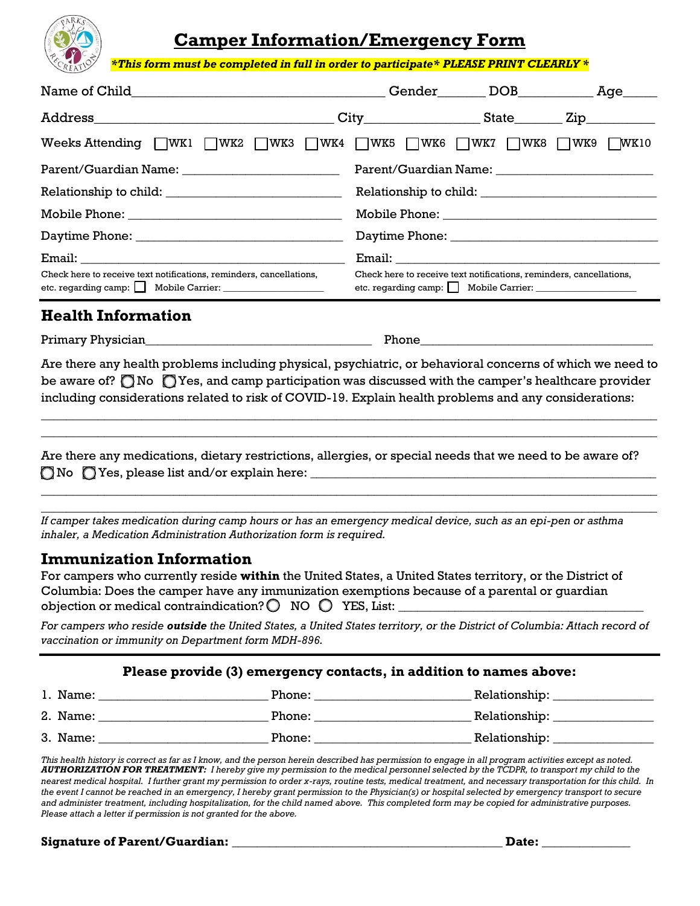# Camper Information/Emergency Form

***This form must be completed in full in order to participate* PLEASE PRINT CLEARLY ***

Name of Child___________________________________ Gender_______ DOB___________ Age_____

Address_________________________________ City_________________ State_______ Zip__________

Weeks Attending ☐WK1 ☐WK2 ☐WK3 ☐WK4 ☐WK5 ☐WK6 ☐WK7 ☐WK8 ☐WK9 ☐WK10

| | |
|---|---|
| Parent/Guardian Name: ________________________ | Parent/Guardian Name: ________________________ |
| Relationship to child: ________________________ | Relationship to child: ________________________ |
| Mobile Phone: ________________________ | Mobile Phone: ________________________ |
| Daytime Phone: ________________________ | Daytime Phone: ________________________ |
| Email: ________________________ | Email: ________________________ |
| Check here to receive text notifications, reminders, cancellations, etc. regarding camp: ☐ Mobile Carrier: ____________ | Check here to receive text notifications, reminders, cancellations, etc. regarding camp: ☐ Mobile Carrier: ____________ |

## Health Information

Primary Physician_________________________________ Phone___________________________________

Are there any health problems including physical, psychiatric, or behavioral concerns of which we need to be aware of? ◯ No ◯ Yes, and camp participation was discussed with the camper's healthcare provider including considerations related to risk of COVID-19. Explain health problems and any considerations:

______________________________________________________________________________________

______________________________________________________________________________________

Are there any medications, dietary restrictions, allergies, or special needs that we need to be aware of?
◯ No ◯ Yes, please list and/or explain here: _____________________________________________

______________________________________________________________________________________

______________________________________________________________________________________

*If camper takes medication during camp hours or has an emergency medical device, such as an epi-pen or asthma inhaler, a Medication Administration Authorization form is required.*

## Immunization Information

For campers who currently reside **within** the United States, a United States territory, or the District of Columbia: Does the camper have any immunization exemptions because of a parental or guardian objection or medical contraindication? ◯ NO ◯ YES, List: ____________________________________

*For campers who reside* ***outside*** *the United States, a United States territory, or the District of Columbia: Attach record of vaccination or immunity on Department form MDH-896.*

### Please provide (3) emergency contacts, in addition to names above:

1. Name: ________________________ Phone: ______________________ Relationship: ______________
2. Name: ________________________ Phone: ______________________ Relationship: ______________
3. Name: ________________________ Phone: ______________________ Relationship: ______________

*This health history is correct as far as I know, and the person herein described has permission to engage in all program activities except as noted.* ***AUTHORIZATION FOR TREATMENT:*** *I hereby give my permission to the medical personnel selected by the TCDPR, to transport my child to the nearest medical hospital. I further grant my permission to order x-rays, routine tests, medical treatment, and necessary transportation for this child. In the event I cannot be reached in an emergency, I hereby grant permission to the Physician(s) or hospital selected by emergency transport to secure and administer treatment, including hospitalization, for the child named above. This completed form may be copied for administrative purposes. Please attach a letter if permission is not granted for the above.*

**Signature of Parent/Guardian:** ________________________________________ **Date:** _____________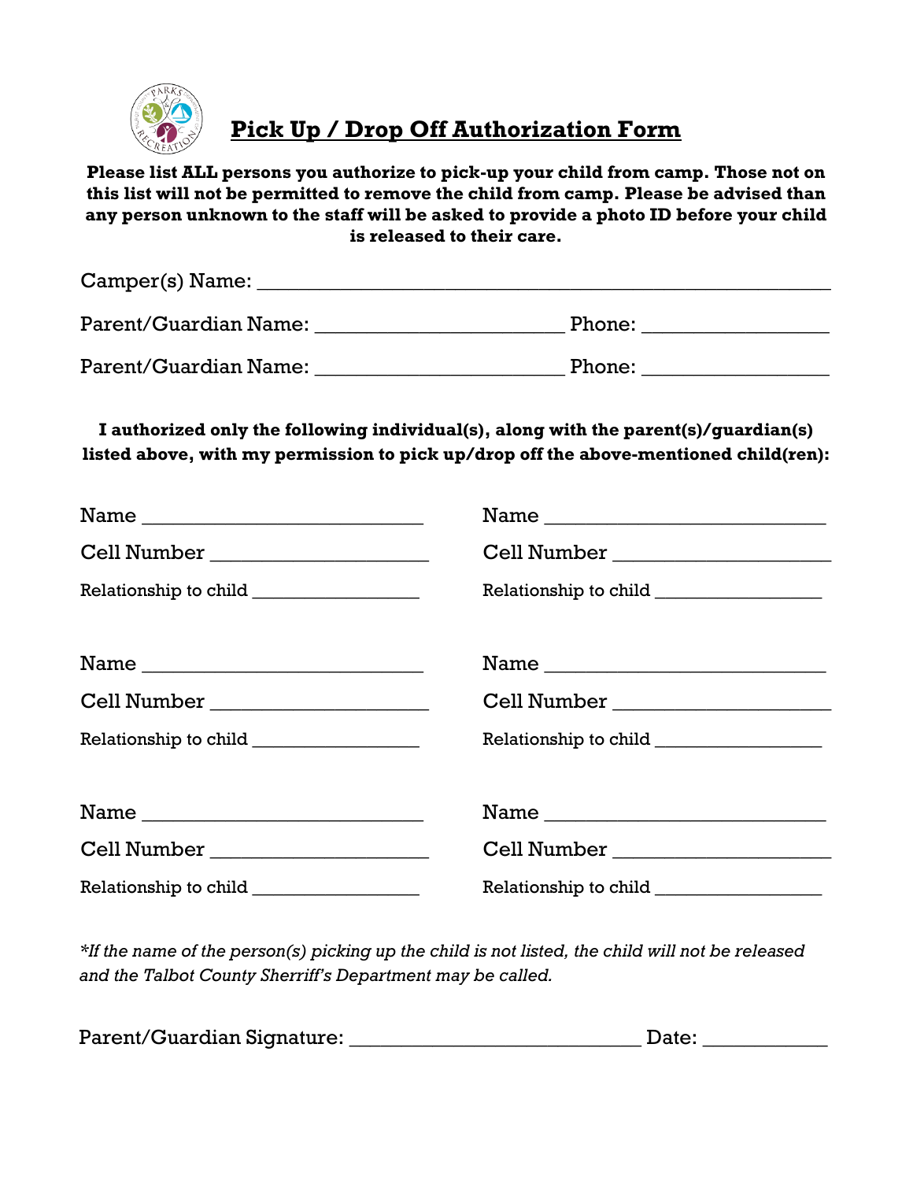# Pick Up / Drop Off Authorization Form

**Please list ALL persons you authorize to pick-up your child from camp. Those not on this list will not be permitted to remove the child from camp. Please be advised than any person unknown to the staff will be asked to provide a photo ID before your child is released to their care.**

Camper(s) Name: ______________________________________________

Parent/Guardian Name: _______________________ Phone: _________________

Parent/Guardian Name: _______________________ Phone: _________________

**I authorized only the following individual(s), along with the parent(s)/guardian(s) listed above, with my permission to pick up/drop off the above-mentioned child(ren):**

Name ___________________________

Cell Number _____________________

Relationship to child _________________

Name ___________________________

Cell Number _____________________

Relationship to child _________________

Name ___________________________

Cell Number _____________________

Relationship to child _________________

Name ___________________________

Cell Number _____________________

Relationship to child _________________

Name ___________________________

Cell Number _____________________

Relationship to child _________________

Name ___________________________

Cell Number _____________________

Relationship to child _________________

*\*If the name of the person(s) picking up the child is not listed, the child will not be released and the Talbot County Sherriff's Department may be called.*

Parent/Guardian Signature: ___________________________ Date: ____________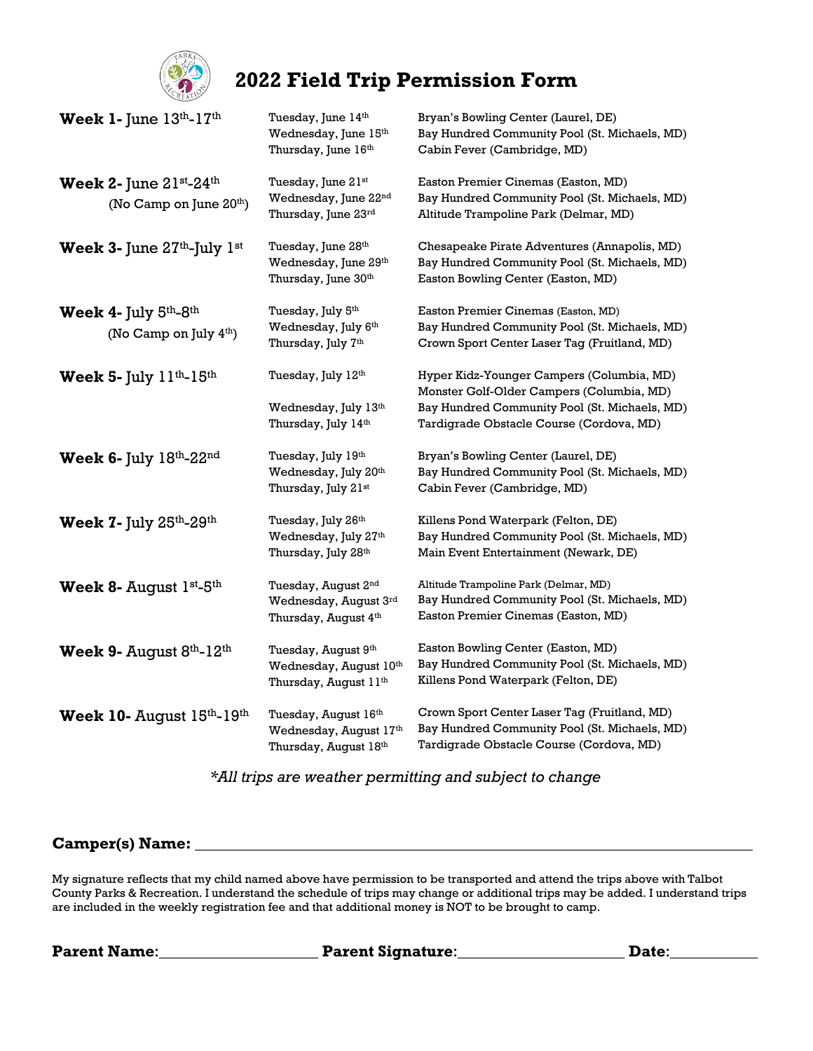# 2022 Field Trip Permission Form

| | | |
|---|---|---|
| **Week 1-** June 13th-17th | Tuesday, June 14th | Bryan's Bowling Center (Laurel, DE) |
| | Wednesday, June 15th | Bay Hundred Community Pool (St. Michaels, MD) |
| | Thursday, June 16th | Cabin Fever (Cambridge, MD) |
| **Week 2-** June 21st-24th (No Camp on June 20th) | Tuesday, June 21st | Easton Premier Cinemas (Easton, MD) |
| | Wednesday, June 22nd | Bay Hundred Community Pool (St. Michaels, MD) |
| | Thursday, June 23rd | Altitude Trampoline Park (Delmar, MD) |
| **Week 3-** June 27th-July 1st | Tuesday, June 28th | Chesapeake Pirate Adventures (Annapolis, MD) |
| | Wednesday, June 29th | Bay Hundred Community Pool (St. Michaels, MD) |
| | Thursday, June 30th | Easton Bowling Center (Easton, MD) |
| **Week 4-** July 5th-8th (No Camp on July 4th) | Tuesday, July 5th | Easton Premier Cinemas (Easton, MD) |
| | Wednesday, July 6th | Bay Hundred Community Pool (St. Michaels, MD) |
| | Thursday, July 7th | Crown Sport Center Laser Tag (Fruitland, MD) |
| **Week 5-** July 11th-15th | Tuesday, July 12th | Hyper Kidz-Younger Campers (Columbia, MD)<br>Monster Golf-Older Campers (Columbia, MD) |
| | Wednesday, July 13th | Bay Hundred Community Pool (St. Michaels, MD) |
| | Thursday, July 14th | Tardigrade Obstacle Course (Cordova, MD) |
| **Week 6-** July 18th-22nd | Tuesday, July 19th | Bryan's Bowling Center (Laurel, DE) |
| | Wednesday, July 20th | Bay Hundred Community Pool (St. Michaels, MD) |
| | Thursday, July 21st | Cabin Fever (Cambridge, MD) |
| **Week 7-** July 25th-29th | Tuesday, July 26th | Killens Pond Waterpark (Felton, DE) |
| | Wednesday, July 27th | Bay Hundred Community Pool (St. Michaels, MD) |
| | Thursday, July 28th | Main Event Entertainment (Newark, DE) |
| **Week 8-** August 1st-5th | Tuesday, August 2nd | Altitude Trampoline Park (Delmar, MD) |
| | Wednesday, August 3rd | Bay Hundred Community Pool (St. Michaels, MD) |
| | Thursday, August 4th | Easton Premier Cinemas (Easton, MD) |
| **Week 9-** August 8th-12th | Tuesday, August 9th | Easton Bowling Center (Easton, MD) |
| | Wednesday, August 10th | Bay Hundred Community Pool (St. Michaels, MD) |
| | Thursday, August 11th | Killens Pond Waterpark (Felton, DE) |
| **Week 10-** August 15th-19th | Tuesday, August 16th | Crown Sport Center Laser Tag (Fruitland, MD) |
| | Wednesday, August 17th | Bay Hundred Community Pool (St. Michaels, MD) |
| | Thursday, August 18th | Tardigrade Obstacle Course (Cordova, MD) |

*\*All trips are weather permitting and subject to change*

**Camper(s) Name:** ____________________________________________

My signature reflects that my child named above have permission to be transported and attend the trips above with Talbot County Parks & Recreation. I understand the schedule of trips may change or additional trips may be added. I understand trips are included in the weekly registration fee and that additional money is NOT to be brought to camp.

**Parent Name:**____________________ **Parent Signature:**_____________________ **Date:**___________